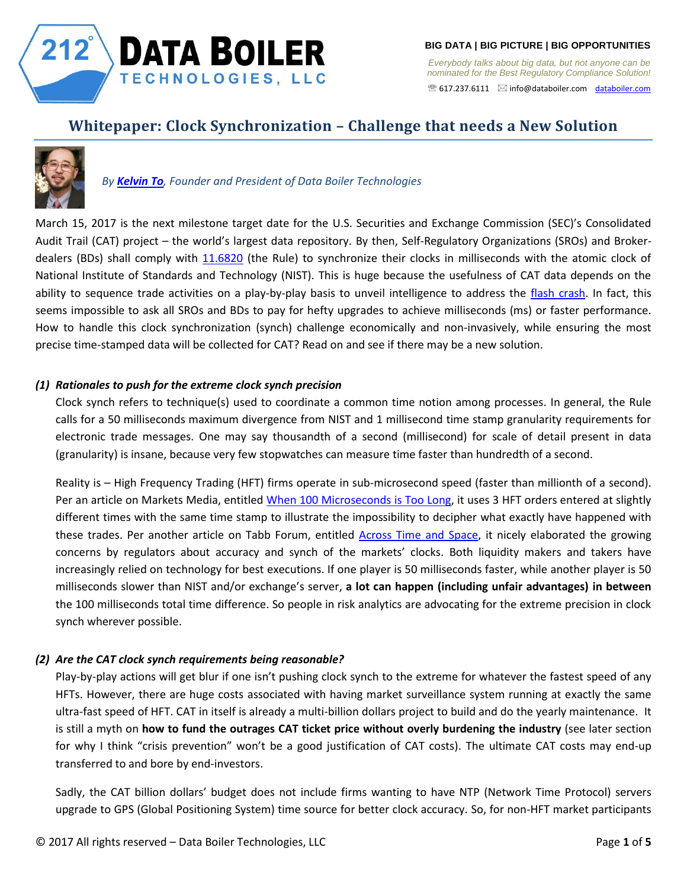BIG DATA | BIG PICTURE | BIG OPPORTUNITIES

*Everybody talks about big data, but not anyone can be nominated for the Best Regulatory Compliance Solution!*

☏ 617.237.6111 ✉ info@databoiler.com databoiler.com

# Whitepaper: Clock Synchronization – Challenge that needs a New Solution

*By **Kelvin To**, Founder and President of Data Boiler Technologies*

March 15, 2017 is the next milestone target date for the U.S. Securities and Exchange Commission (SEC)'s Consolidated Audit Trail (CAT) project – the world's largest data repository. By then, Self-Regulatory Organizations (SROs) and Broker-dealers (BDs) shall comply with 11.6820 (the Rule) to synchronize their clocks in milliseconds with the atomic clock of National Institute of Standards and Technology (NIST). This is huge because the usefulness of CAT data depends on the ability to sequence trade activities on a play-by-play basis to unveil intelligence to address the flash crash. In fact, this seems impossible to ask all SROs and BDs to pay for hefty upgrades to achieve milliseconds (ms) or faster performance. How to handle this clock synchronization (synch) challenge economically and non-invasively, while ensuring the most precise time-stamped data will be collected for CAT? Read on and see if there may be a new solution.

### (1) Rationales to push for the extreme clock synch precision

Clock synch refers to technique(s) used to coordinate a common time notion among processes. In general, the Rule calls for a 50 milliseconds maximum divergence from NIST and 1 millisecond time stamp granularity requirements for electronic trade messages. One may say thousandth of a second (millisecond) for scale of detail present in data (granularity) is insane, because very few stopwatches can measure time faster than hundredth of a second.

Reality is – High Frequency Trading (HFT) firms operate in sub-microsecond speed (faster than millionth of a second). Per an article on Markets Media, entitled When 100 Microseconds is Too Long, it uses 3 HFT orders entered at slightly different times with the same time stamp to illustrate the impossibility to decipher what exactly have happened with these trades. Per another article on Tabb Forum, entitled Across Time and Space, it nicely elaborated the growing concerns by regulators about accuracy and synch of the markets' clocks. Both liquidity makers and takers have increasingly relied on technology for best executions. If one player is 50 milliseconds faster, while another player is 50 milliseconds slower than NIST and/or exchange's server, **a lot can happen (including unfair advantages) in between** the 100 milliseconds total time difference. So people in risk analytics are advocating for the extreme precision in clock synch wherever possible.

### (2) Are the CAT clock synch requirements being reasonable?

Play-by-play actions will get blur if one isn't pushing clock synch to the extreme for whatever the fastest speed of any HFTs. However, there are huge costs associated with having market surveillance system running at exactly the same ultra-fast speed of HFT. CAT in itself is already a multi-billion dollars project to build and do the yearly maintenance. It is still a myth on **how to fund the outrages CAT ticket price without overly burdening the industry** (see later section for why I think "crisis prevention" won't be a good justification of CAT costs). The ultimate CAT costs may end-up transferred to and bore by end-investors.

Sadly, the CAT billion dollars' budget does not include firms wanting to have NTP (Network Time Protocol) servers upgrade to GPS (Global Positioning System) time source for better clock accuracy. So, for non-HFT market participants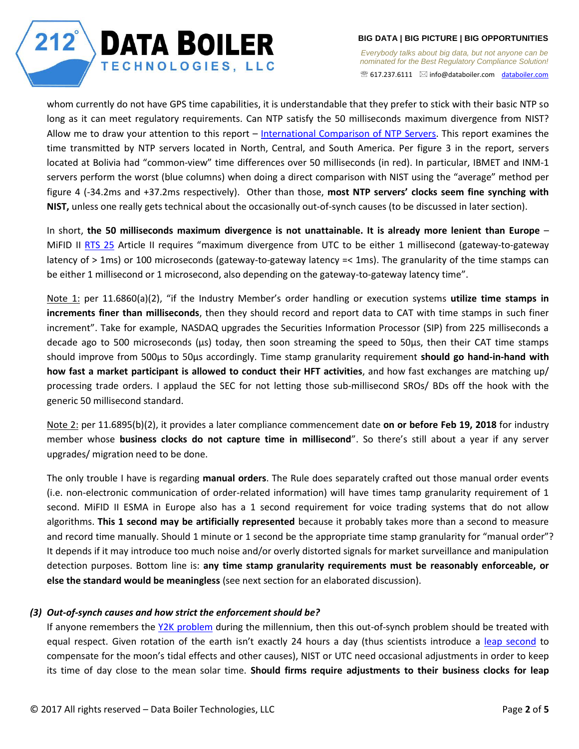whom currently do not have GPS time capabilities, it is understandable that they prefer to stick with their basic NTP so long as it can meet regulatory requirements. Can NTP satisfy the 50 milliseconds maximum divergence from NIST? Allow me to draw your attention to this report – [International Comparison of NTP Servers](). This report examines the time transmitted by NTP servers located in North, Central, and South America. Per figure 3 in the report, servers located at Bolivia had "common-view" time differences over 50 milliseconds (in red). In particular, IBMET and INM-1 servers perform the worst (blue columns) when doing a direct comparison with NIST using the "average" method per figure 4 (-34.2ms and +37.2ms respectively). Other than those, **most NTP servers' clocks seem fine synching with NIST,** unless one really gets technical about the occasionally out-of-synch causes (to be discussed in later section).

In short, **the 50 milliseconds maximum divergence is not unattainable. It is already more lenient than Europe** – MiFID II [RTS 25]() Article II requires "maximum divergence from UTC to be either 1 millisecond (gateway-to-gateway latency of > 1ms) or 100 microseconds (gateway-to-gateway latency =< 1ms). The granularity of the time stamps can be either 1 millisecond or 1 microsecond, also depending on the gateway-to-gateway latency time".

Note 1: per 11.6860(a)(2), "if the Industry Member's order handling or execution systems **utilize time stamps in increments finer than milliseconds**, then they should record and report data to CAT with time stamps in such finer increment". Take for example, NASDAQ upgrades the Securities Information Processor (SIP) from 225 milliseconds a decade ago to 500 microseconds (µs) today, then soon streaming the speed to 50µs, then their CAT time stamps should improve from 500µs to 50µs accordingly. Time stamp granularity requirement **should go hand-in-hand with how fast a market participant is allowed to conduct their HFT activities**, and how fast exchanges are matching up/ processing trade orders. I applaud the SEC for not letting those sub-millisecond SROs/ BDs off the hook with the generic 50 millisecond standard.

Note 2: per 11.6895(b)(2), it provides a later compliance commencement date **on or before Feb 19, 2018** for industry member whose **business clocks do not capture time in millisecond**". So there's still about a year if any server upgrades/ migration need to be done.

The only trouble I have is regarding **manual orders**. The Rule does separately crafted out those manual order events (i.e. non-electronic communication of order-related information) will have times tamp granularity requirement of 1 second. MiFID II ESMA in Europe also has a 1 second requirement for voice trading systems that do not allow algorithms. **This 1 second may be artificially represented** because it probably takes more than a second to measure and record time manually. Should 1 minute or 1 second be the appropriate time stamp granularity for "manual order"? It depends if it may introduce too much noise and/or overly distorted signals for market surveillance and manipulation detection purposes. Bottom line is: **any time stamp granularity requirements must be reasonably enforceable, or else the standard would be meaningless** (see next section for an elaborated discussion).

### *(3) Out-of-synch causes and how strict the enforcement should be?*

If anyone remembers the [Y2K problem]() during the millennium, then this out-of-synch problem should be treated with equal respect. Given rotation of the earth isn't exactly 24 hours a day (thus scientists introduce a [leap second]() to compensate for the moon's tidal effects and other causes), NIST or UTC need occasional adjustments in order to keep its time of day close to the mean solar time. **Should firms require adjustments to their business clocks for leap**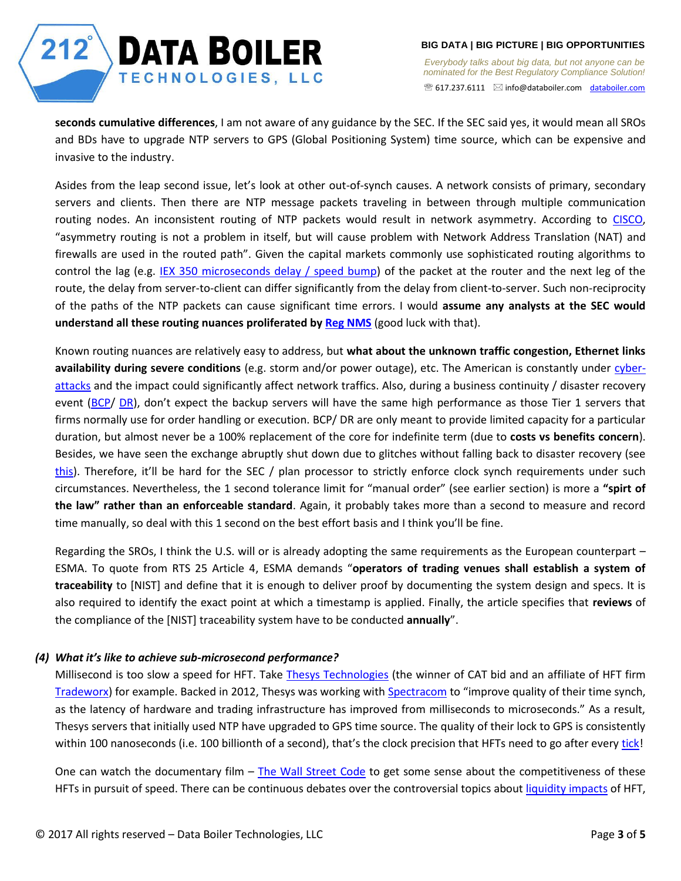**seconds cumulative differences**, I am not aware of any guidance by the SEC. If the SEC said yes, it would mean all SROs and BDs have to upgrade NTP servers to GPS (Global Positioning System) time source, which can be expensive and invasive to the industry.

Asides from the leap second issue, let's look at other out-of-synch causes. A network consists of primary, secondary servers and clients. Then there are NTP message packets traveling in between through multiple communication routing nodes. An inconsistent routing of NTP packets would result in network asymmetry. According to CISCO, "asymmetry routing is not a problem in itself, but will cause problem with Network Address Translation (NAT) and firewalls are used in the routed path". Given the capital markets commonly use sophisticated routing algorithms to control the lag (e.g. IEX 350 microseconds delay / speed bump) of the packet at the router and the next leg of the route, the delay from server-to-client can differ significantly from the delay from client-to-server. Such non-reciprocity of the paths of the NTP packets can cause significant time errors. I would **assume any analysts at the SEC would understand all these routing nuances proliferated by Reg NMS** (good luck with that).

Known routing nuances are relatively easy to address, but **what about the unknown traffic congestion, Ethernet links availability during severe conditions** (e.g. storm and/or power outage), etc. The American is constantly under cyber-attacks and the impact could significantly affect network traffics. Also, during a business continuity / disaster recovery event (BCP/ DR), don't expect the backup servers will have the same high performance as those Tier 1 servers that firms normally use for order handling or execution. BCP/ DR are only meant to provide limited capacity for a particular duration, but almost never be a 100% replacement of the core for indefinite term (due to **costs vs benefits concern**). Besides, we have seen the exchange abruptly shut down due to glitches without falling back to disaster recovery (see this). Therefore, it'll be hard for the SEC / plan processor to strictly enforce clock synch requirements under such circumstances. Nevertheless, the 1 second tolerance limit for "manual order" (see earlier section) is more a **"spirt of the law" rather than an enforceable standard**. Again, it probably takes more than a second to measure and record time manually, so deal with this 1 second on the best effort basis and I think you'll be fine.

Regarding the SROs, I think the U.S. will or is already adopting the same requirements as the European counterpart – ESMA. To quote from RTS 25 Article 4, ESMA demands "**operators of trading venues shall establish a system of traceability** to [NIST] and define that it is enough to deliver proof by documenting the system design and specs. It is also required to identify the exact point at which a timestamp is applied. Finally, the article specifies that **reviews** of the compliance of the [NIST] traceability system have to be conducted **annually**".

***(4) What it's like to achieve sub-microsecond performance?***

Millisecond is too slow a speed for HFT. Take Thesys Technologies (the winner of CAT bid and an affiliate of HFT firm Tradeworx) for example. Backed in 2012, Thesys was working with Spectracom to "improve quality of their time synch, as the latency of hardware and trading infrastructure has improved from milliseconds to microseconds." As a result, Thesys servers that initially used NTP have upgraded to GPS time source. The quality of their lock to GPS is consistently within 100 nanoseconds (i.e. 100 billionth of a second), that's the clock precision that HFTs need to go after every tick!

One can watch the documentary film – The Wall Street Code to get some sense about the competitiveness of these HFTs in pursuit of speed. There can be continuous debates over the controversial topics about liquidity impacts of HFT,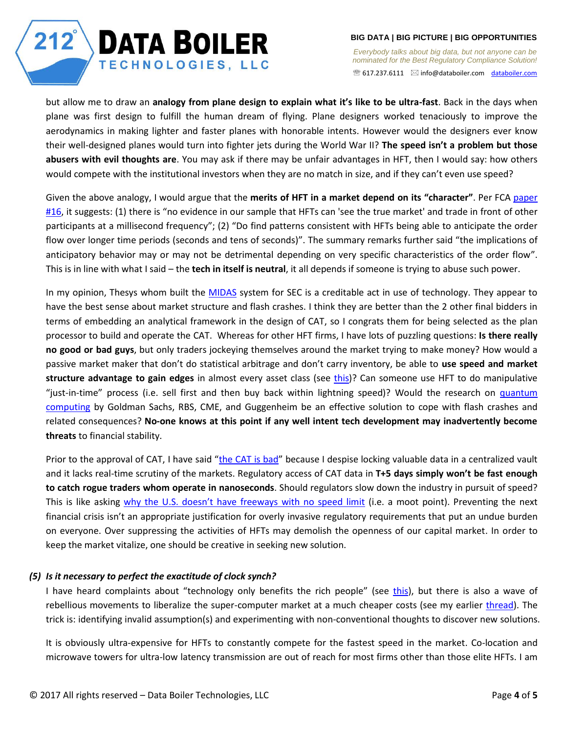but allow me to draw an **analogy from plane design to explain what it's like to be ultra-fast**. Back in the days when plane was first design to fulfill the human dream of flying. Plane designers worked tenaciously to improve the aerodynamics in making lighter and faster planes with honorable intents. However would the designers ever know their well-designed planes would turn into fighter jets during the World War II? **The speed isn't a problem but those abusers with evil thoughts are**. You may ask if there may be unfair advantages in HFT, then I would say: how others would compete with the institutional investors when they are no match in size, and if they can't even use speed?

Given the above analogy, I would argue that the **merits of HFT in a market depend on its "character"**. Per FCA paper #16, it suggests: (1) there is "no evidence in our sample that HFTs can 'see the true market' and trade in front of other participants at a millisecond frequency"; (2) "Do find patterns consistent with HFTs being able to anticipate the order flow over longer time periods (seconds and tens of seconds)". The summary remarks further said "the implications of anticipatory behavior may or may not be detrimental depending on very specific characteristics of the order flow". This is in line with what I said – the **tech in itself is neutral**, it all depends if someone is trying to abuse such power.

In my opinion, Thesys whom built the MIDAS system for SEC is a creditable act in use of technology. They appear to have the best sense about market structure and flash crashes. I think they are better than the 2 other final bidders in terms of embedding an analytical framework in the design of CAT, so I congrats them for being selected as the plan processor to build and operate the CAT. Whereas for other HFT firms, I have lots of puzzling questions: **Is there really no good or bad guys**, but only traders jockeying themselves around the market trying to make money? How would a passive market maker that don't do statistical arbitrage and don't carry inventory, be able to **use speed and market structure advantage to gain edges** in almost every asset class (see this)? Can someone use HFT to do manipulative "just-in-time" process (i.e. sell first and then buy back within lightning speed)? Would the research on quantum computing by Goldman Sachs, RBS, CME, and Guggenheim be an effective solution to cope with flash crashes and related consequences? **No-one knows at this point if any well intent tech development may inadvertently become threats** to financial stability.

Prior to the approval of CAT, I have said "the CAT is bad" because I despise locking valuable data in a centralized vault and it lacks real-time scrutiny of the markets. Regulatory access of CAT data in **T+5 days simply won't be fast enough to catch rogue traders whom operate in nanoseconds**. Should regulators slow down the industry in pursuit of speed? This is like asking why the U.S. doesn't have freeways with no speed limit (i.e. a moot point). Preventing the next financial crisis isn't an appropriate justification for overly invasive regulatory requirements that put an undue burden on everyone. Over suppressing the activities of HFTs may demolish the openness of our capital market. In order to keep the market vitalize, one should be creative in seeking new solution.

### *(5) Is it necessary to perfect the exactitude of clock synch?*

I have heard complaints about "technology only benefits the rich people" (see this), but there is also a wave of rebellious movements to liberalize the super-computer market at a much cheaper costs (see my earlier thread). The trick is: identifying invalid assumption(s) and experimenting with non-conventional thoughts to discover new solutions.

It is obviously ultra-expensive for HFTs to constantly compete for the fastest speed in the market. Co-location and microwave towers for ultra-low latency transmission are out of reach for most firms other than those elite HFTs. I am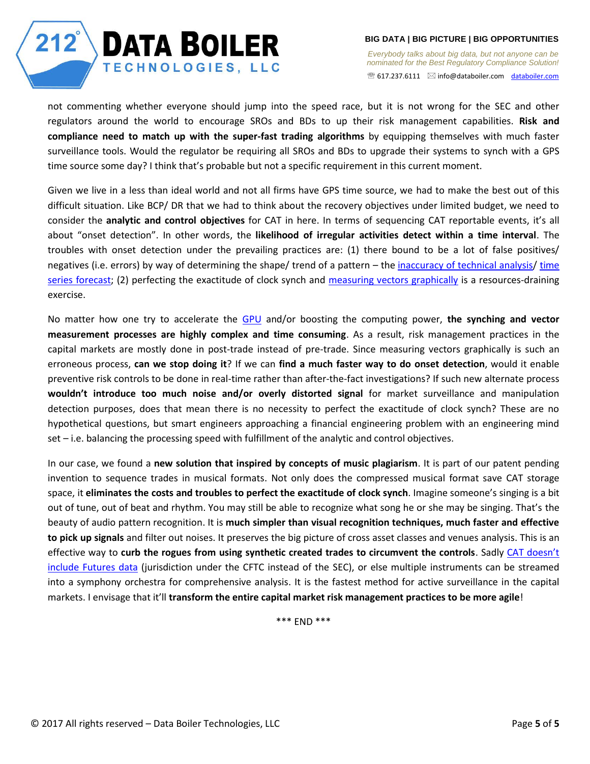not commenting whether everyone should jump into the speed race, but it is not wrong for the SEC and other regulators around the world to encourage SROs and BDs to up their risk management capabilities. **Risk and compliance need to match up with the super-fast trading algorithms** by equipping themselves with much faster surveillance tools. Would the regulator be requiring all SROs and BDs to upgrade their systems to synch with a GPS time source some day? I think that's probable but not a specific requirement in this current moment.

Given we live in a less than ideal world and not all firms have GPS time source, we had to make the best out of this difficult situation. Like BCP/ DR that we had to think about the recovery objectives under limited budget, we need to consider the **analytic and control objectives** for CAT in here. In terms of sequencing CAT reportable events, it's all about "onset detection". In other words, the **likelihood of irregular activities detect within a time interval**. The troubles with onset detection under the prevailing practices are: (1) there bound to be a lot of false positives/ negatives (i.e. errors) by way of determining the shape/ trend of a pattern – the inaccuracy of technical analysis/ time series forecast; (2) perfecting the exactitude of clock synch and measuring vectors graphically is a resources-draining exercise.

No matter how one try to accelerate the GPU and/or boosting the computing power, **the synching and vector measurement processes are highly complex and time consuming**. As a result, risk management practices in the capital markets are mostly done in post-trade instead of pre-trade. Since measuring vectors graphically is such an erroneous process, **can we stop doing it**? If we can **find a much faster way to do onset detection**, would it enable preventive risk controls to be done in real-time rather than after-the-fact investigations? If such new alternate process **wouldn't introduce too much noise and/or overly distorted signal** for market surveillance and manipulation detection purposes, does that mean there is no necessity to perfect the exactitude of clock synch? These are no hypothetical questions, but smart engineers approaching a financial engineering problem with an engineering mind set – i.e. balancing the processing speed with fulfillment of the analytic and control objectives.

In our case, we found a **new solution that inspired by concepts of music plagiarism**. It is part of our patent pending invention to sequence trades in musical formats. Not only does the compressed musical format save CAT storage space, it **eliminates the costs and troubles to perfect the exactitude of clock synch**. Imagine someone's singing is a bit out of tune, out of beat and rhythm. You may still be able to recognize what song he or she may be singing. That's the beauty of audio pattern recognition. It is **much simpler than visual recognition techniques, much faster and effective to pick up signals** and filter out noises. It preserves the big picture of cross asset classes and venues analysis. This is an effective way to **curb the rogues from using synthetic created trades to circumvent the controls**. Sadly CAT doesn't include Futures data (jurisdiction under the CFTC instead of the SEC), or else multiple instruments can be streamed into a symphony orchestra for comprehensive analysis. It is the fastest method for active surveillance in the capital markets. I envisage that it'll **transform the entire capital market risk management practices to be more agile**!

\*\*\* END \*\*\*